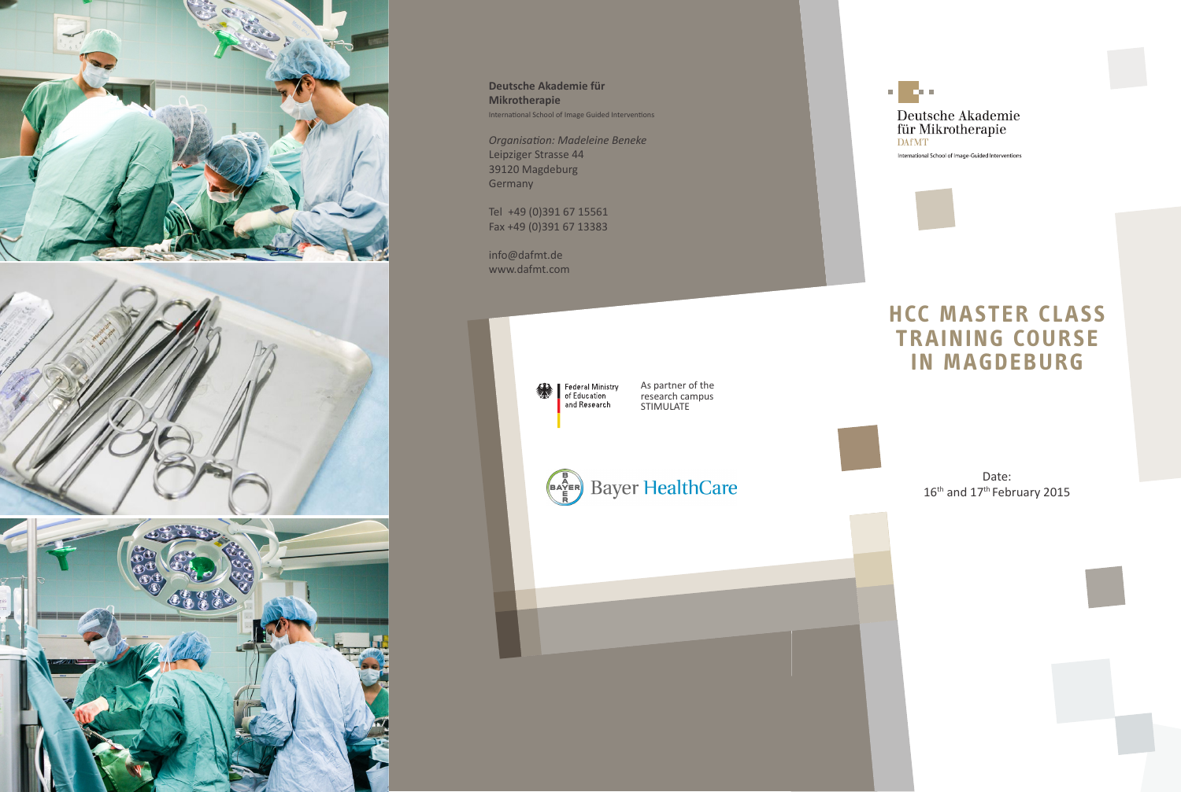**Deutsche Akademie für Mikrotherapie**
International School of Image Guided Interventions

*Organisation: Madeleine Beneke*
Leipziger Strasse 44
39120 Magdeburg
Germany

Tel +49 (0)391 67 15561
Fax +49 (0)391 67 13383

info@dafmt.de
www.dafmt.com

Federal Ministry of Education and Research

As partner of the research campus STIMULATE

Bayer HealthCare

Deutsche Akademie für Mikrotherapie
DAfMT
International School of Image-Guided Interventions

# HCC MASTER CLASS TRAINING COURSE IN MAGDEBURG

Date:
16th and 17th February 2015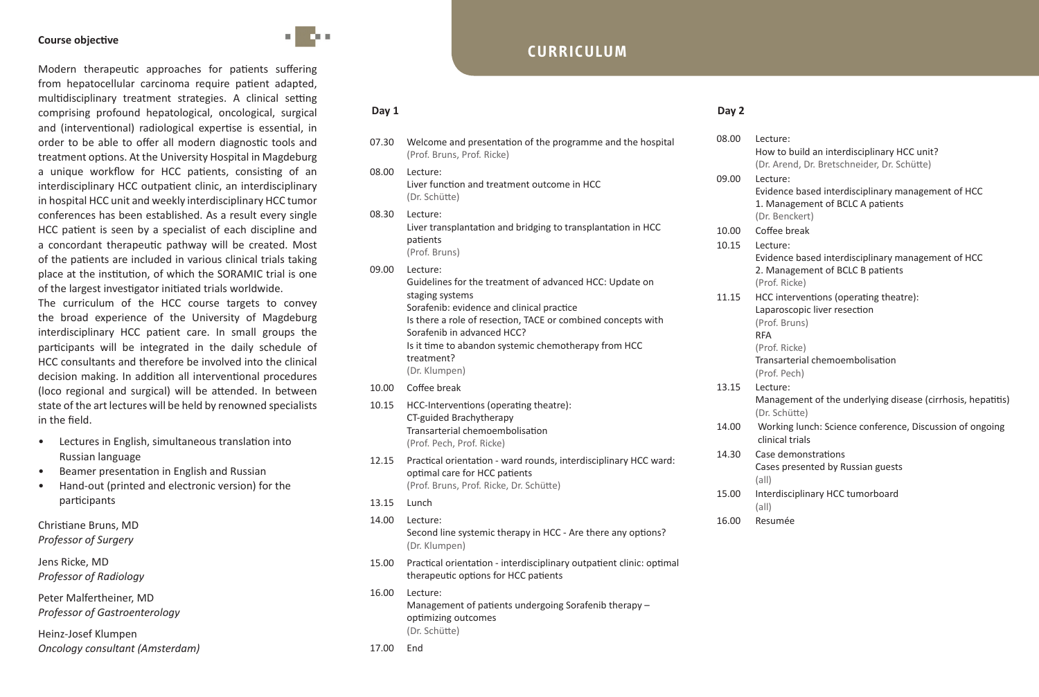## Course objective

Modern therapeutic approaches for patients suffering from hepatocellular carcinoma require patient adapted, multidisciplinary treatment strategies. A clinical setting comprising profound hepatological, oncological, surgical and (interventional) radiological expertise is essential, in order to be able to offer all modern diagnostic tools and treatment options. At the University Hospital in Magdeburg a unique workflow for HCC patients, consisting of an interdisciplinary HCC outpatient clinic, an interdisciplinary in hospital HCC unit and weekly interdisciplinary HCC tumor conferences has been established. As a result every single HCC patient is seen by a specialist of each discipline and a concordant therapeutic pathway will be created. Most of the patients are included in various clinical trials taking place at the institution, of which the SORAMIC trial is one of the largest investigator initiated trials worldwide.

The curriculum of the HCC course targets to convey the broad experience of the University of Magdeburg interdisciplinary HCC patient care. In small groups the participants will be integrated in the daily schedule of HCC consultants and therefore be involved into the clinical decision making. In addition all interventional procedures (loco regional and surgical) will be attended. In between state of the art lectures will be held by renowned specialists in the field.

- Lectures in English, simultaneous translation into Russian language
- Beamer presentation in English and Russian
- Hand-out (printed and electronic version) for the participants

Christiane Bruns, MD
*Professor of Surgery*

Jens Ricke, MD
*Professor of Radiology*

Peter Malfertheiner, MD
*Professor of Gastroenterology*

Heinz-Josef Klumpen
*Oncology consultant (Amsterdam)*

# CURRICULUM

## Day 1

| | |
|---|---|
| 07.30 | Welcome and presentation of the programme and the hospital (Prof. Bruns, Prof. Ricke) |
| 08.00 | Lecture: Liver function and treatment outcome in HCC (Dr. Schütte) |
| 08.30 | Lecture: Liver transplantation and bridging to transplantation in HCC patients (Prof. Bruns) |
| 09.00 | Lecture: Guidelines for the treatment of advanced HCC: Update on staging systems<br>Sorafenib: evidence and clinical practice<br>Is there a role of resection, TACE or combined concepts with Sorafenib in advanced HCC?<br>Is it time to abandon systemic chemotherapy from HCC treatment?<br>(Dr. Klumpen) |
| 10.00 | Coffee break |
| 10.15 | HCC-Interventions (operating theatre):<br>CT-guided Brachytherapy<br>Transarterial chemoembolisation<br>(Prof. Pech, Prof. Ricke) |
| 12.15 | Practical orientation - ward rounds, interdisciplinary HCC ward: optimal care for HCC patients (Prof. Bruns, Prof. Ricke, Dr. Schütte) |
| 13.15 | Lunch |
| 14.00 | Lecture: Second line systemic therapy in HCC - Are there any options? (Dr. Klumpen) |
| 15.00 | Practical orientation - interdisciplinary outpatient clinic: optimal therapeutic options for HCC patients |
| 16.00 | Lecture: Management of patients undergoing Sorafenib therapy – optimizing outcomes (Dr. Schütte) |
| 17.00 | End |

## Day 2

| | |
|---|---|
| 08.00 | Lecture: How to build an interdisciplinary HCC unit? (Dr. Arend, Dr. Bretschneider, Dr. Schütte) |
| 09.00 | Lecture: Evidence based interdisciplinary management of HCC<br>1. Management of BCLC A patients<br>(Dr. Benckert) |
| 10.00 | Coffee break |
| 10.15 | Lecture: Evidence based interdisciplinary management of HCC<br>2. Management of BCLC B patients<br>(Prof. Ricke) |
| 11.15 | HCC interventions (operating theatre):<br>Laparoscopic liver resection<br>(Prof. Bruns)<br>RFA<br>(Prof. Ricke)<br>Transarterial chemoembolisation<br>(Prof. Pech) |
| 13.15 | Lecture: Management of the underlying disease (cirrhosis, hepatitis) (Dr. Schütte) |
| 14.00 | Working lunch: Science conference, Discussion of ongoing clinical trials |
| 14.30 | Case demonstrations<br>Cases presented by Russian guests<br>(all) |
| 15.00 | Interdisciplinary HCC tumorboard (all) |
| 16.00 | Resumée |